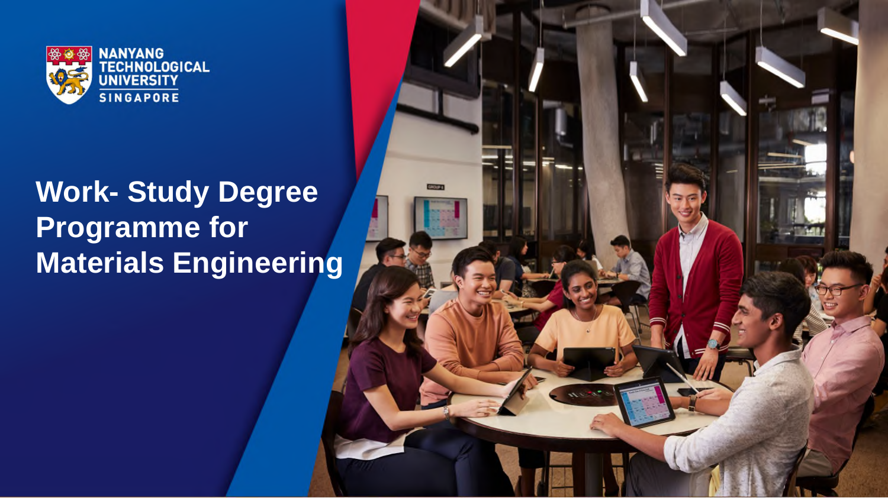NANYANG TECHNOLOGICAL UNIVERSITY SINGAPORE

# Work- Study Degree Programme for Materials Engineering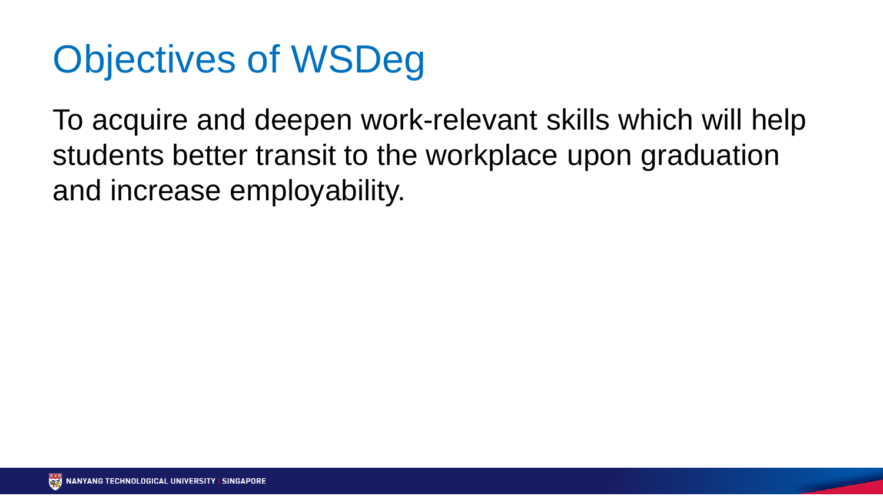# Objectives of WSDeg

To acquire and deepen work-relevant skills which will help students better transit to the workplace upon graduation and increase employability.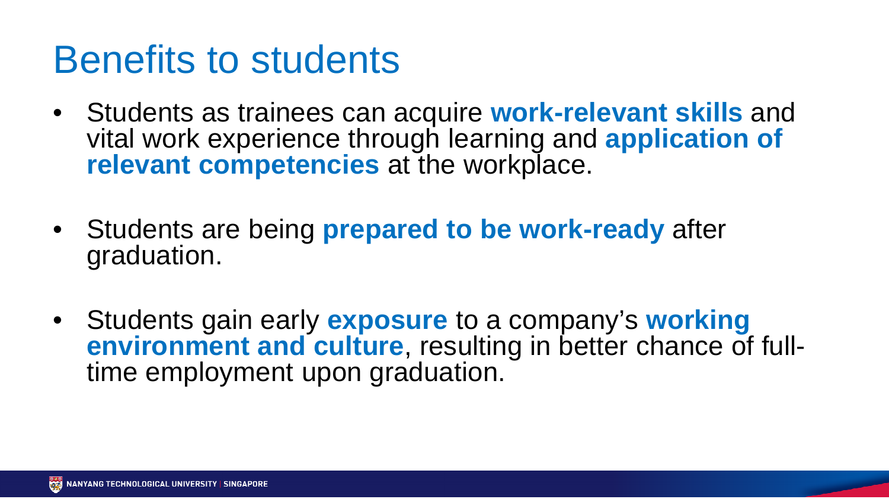# Benefits to students

- Students as trainees can acquire **work-relevant skills** and vital work experience through learning and **application of relevant competencies** at the workplace.
- Students are being **prepared to be work-ready** after graduation.
- Students gain early **exposure** to a company's **working environment and culture**, resulting in better chance of full-time employment upon graduation.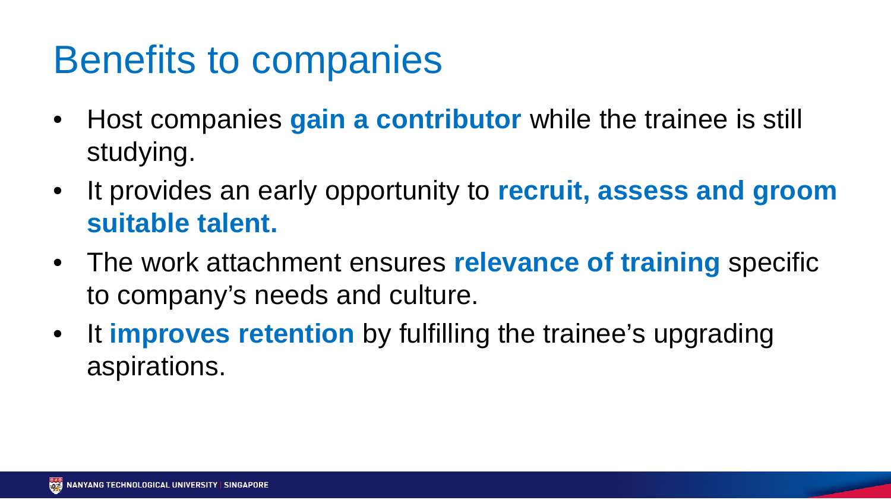# Benefits to companies

- Host companies **gain a contributor** while the trainee is still studying.
- It provides an early opportunity to **recruit, assess and groom suitable talent.**
- The work attachment ensures **relevance of training** specific to company's needs and culture.
- It **improves retention** by fulfilling the trainee's upgrading aspirations.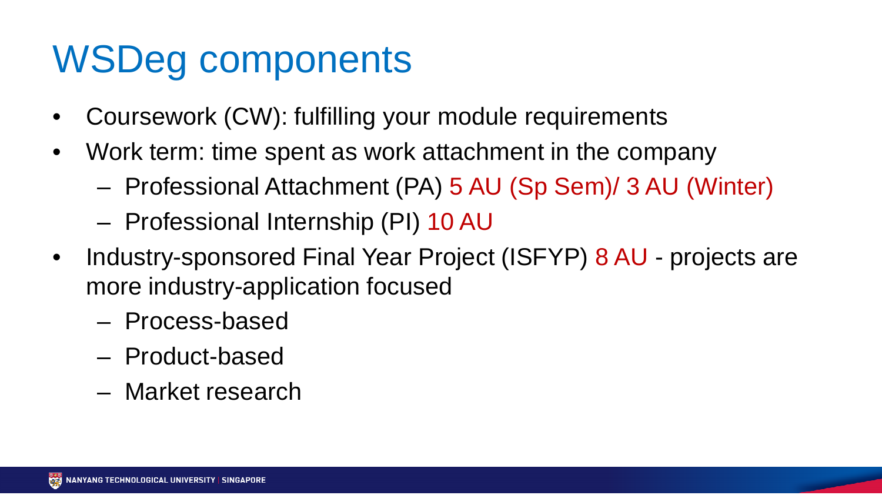# WSDeg components

- Coursework (CW): fulfilling your module requirements
- Work term: time spent as work attachment in the company
  - Professional Attachment (PA) 5 AU (Sp Sem)/ 3 AU (Winter)
  - Professional Internship (PI) 10 AU
- Industry-sponsored Final Year Project (ISFYP) 8 AU - projects are more industry-application focused
  - Process-based
  - Product-based
  - Market research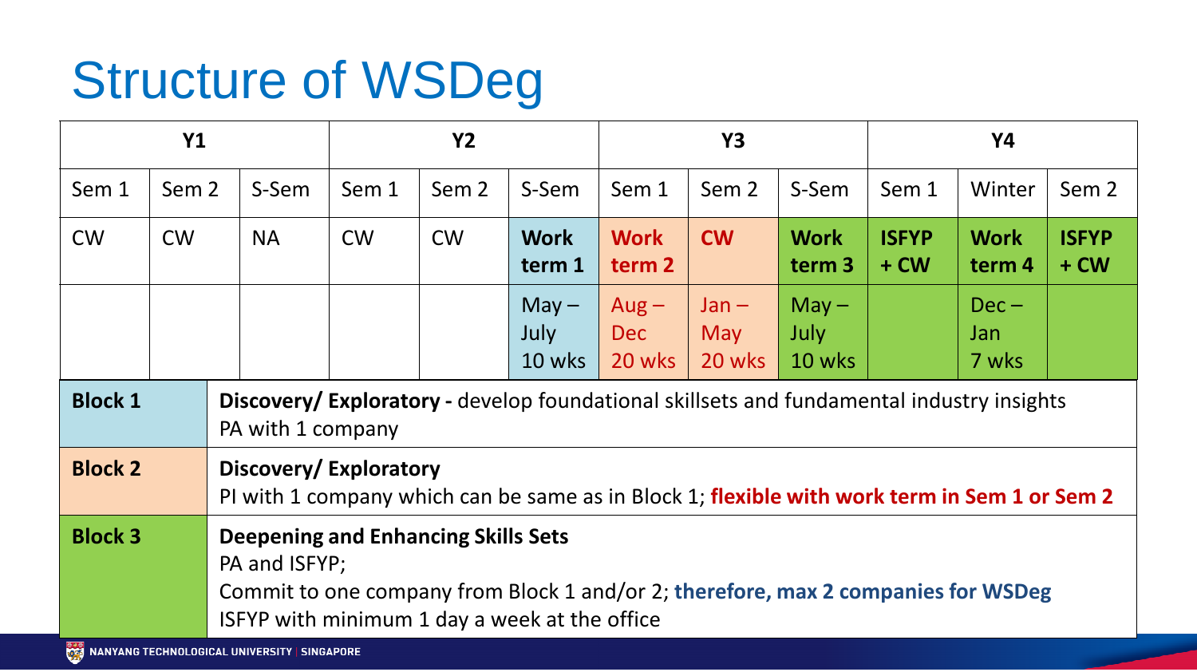# Structure of WSDeg

| Y1 | | | Y2 | | | Y3 | | | Y4 | | |
|---|---|---|---|---|---|---|---|---|---|---|---|
| Sem 1 | Sem 2 | S-Sem | Sem 1 | Sem 2 | S-Sem | Sem 1 | Sem 2 | S-Sem | Sem 1 | Winter | Sem 2 |
| CW | CW | NA | CW | CW | **Work term 1** | **Work term 2** | **CW** | **Work term 3** | **ISFYP + CW** | **Work term 4** | **ISFYP + CW** |
| | | | | | May – July 10 wks | Aug – Dec 20 wks | Jan – May 20 wks | May – July 10 wks | | Dec – Jan 7 wks | |

| Block | Description |
|---|---|
| **Block 1** | **Discovery/ Exploratory -** develop foundational skillsets and fundamental industry insights<br>PA with 1 company |
| **Block 2** | **Discovery/ Exploratory**<br>PI with 1 company which can be same as in Block 1; **flexible with work term in Sem 1 or Sem 2** |
| **Block 3** | **Deepening and Enhancing Skills Sets**<br>PA and ISFYP;<br>Commit to one company from Block 1 and/or 2; **therefore, max 2 companies for WSDeg**<br>ISFYP with minimum 1 day a week at the office |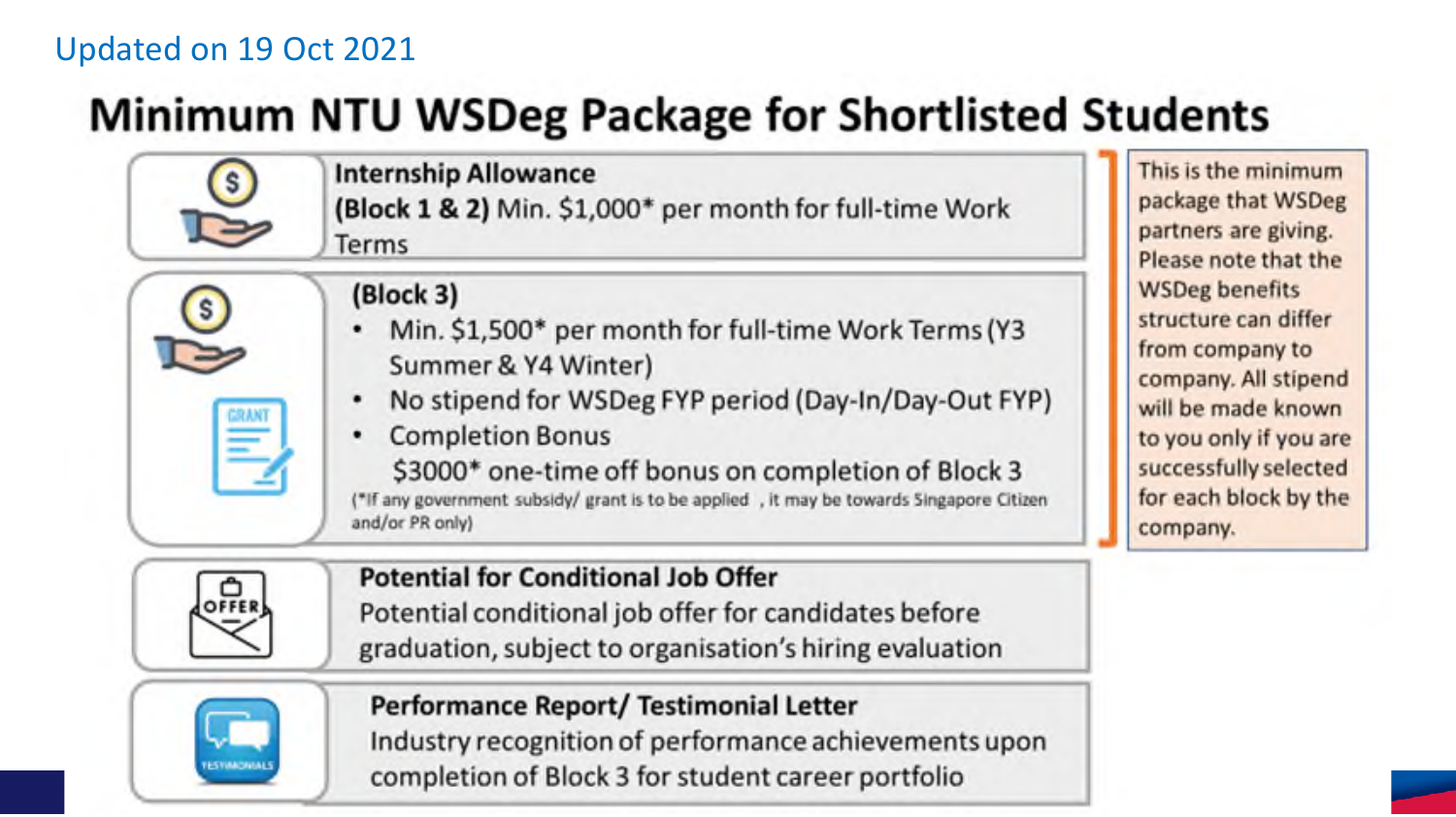Updated on 19 Oct 2021

# Minimum NTU WSDeg Package for Shortlisted Students

**Internship Allowance**
**(Block 1 & 2)** Min. $1,000* per month for full-time Work Terms

**(Block 3)**

- Min. $1,500* per month for full-time Work Terms (Y3 Summer & Y4 Winter)
- No stipend for WSDeg FYP period (Day-In/Day-Out FYP)
- Completion Bonus
  $3000* one-time off bonus on completion of Block 3

(*If any government subsidy/ grant is to be applied , it may be towards Singapore Citizen and/or PR only)

This is the minimum package that WSDeg partners are giving. Please note that the WSDeg benefits structure can differ from company to company. All stipend will be made known to you only if you are successfully selected for each block by the company.

**Potential for Conditional Job Offer**
Potential conditional job offer for candidates before graduation, subject to organisation's hiring evaluation

**Performance Report/ Testimonial Letter**
Industry recognition of performance achievements upon completion of Block 3 for student career portfolio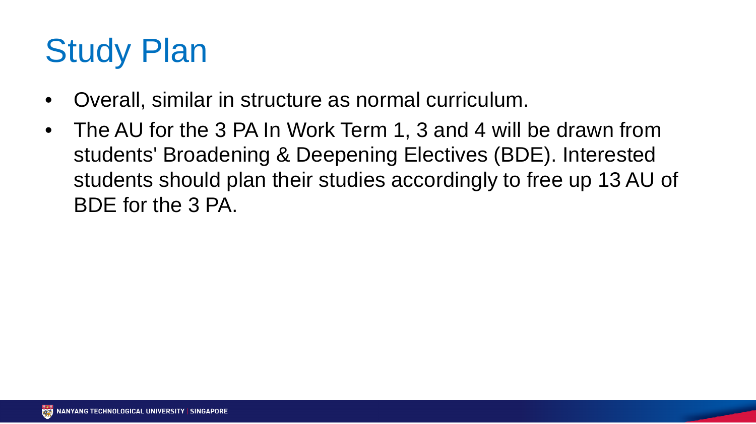# Study Plan

- Overall, similar in structure as normal curriculum.
- The AU for the 3 PA In Work Term 1, 3 and 4 will be drawn from students' Broadening & Deepening Electives (BDE). Interested students should plan their studies accordingly to free up 13 AU of BDE for the 3 PA.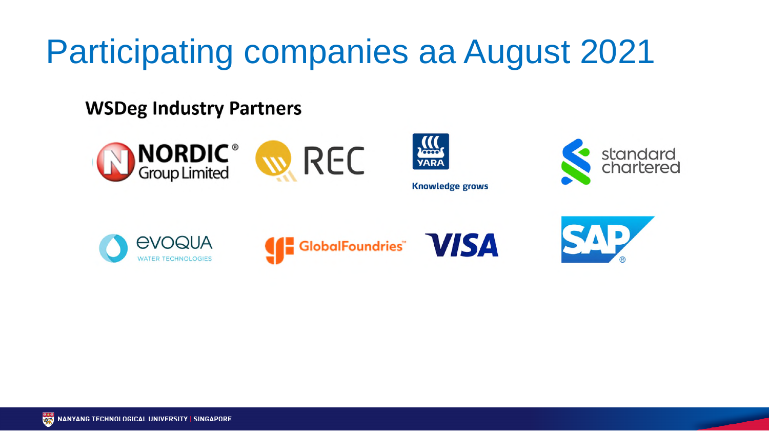# Participating companies aa August 2021

**WSDeg Industry Partners**

NORDIC® Group Limited

REC

YARA

Knowledge grows

standard chartered

EVOQUA WATER TECHNOLOGIES

GlobalFoundries™

VISA

SAP®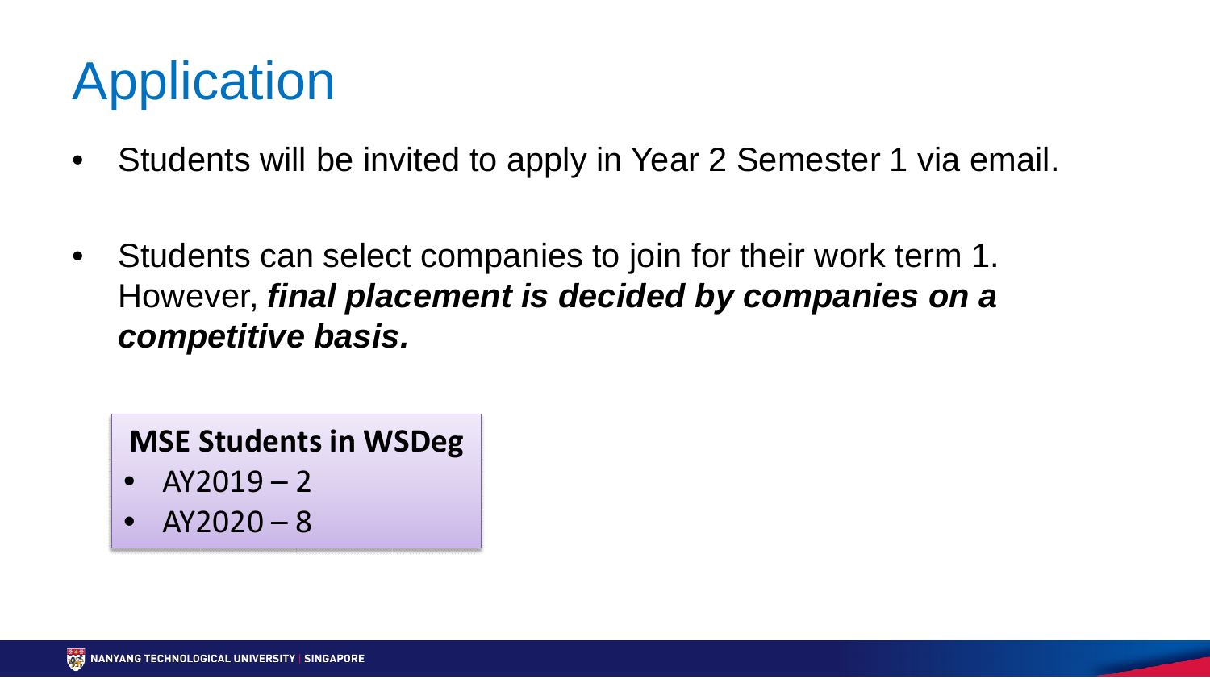# Application

- Students will be invited to apply in Year 2 Semester 1 via email.
- Students can select companies to join for their work term 1. However, ***final placement is decided by companies on a competitive basis.***

**MSE Students in WSDeg**

- AY2019 – 2
- AY2020 – 8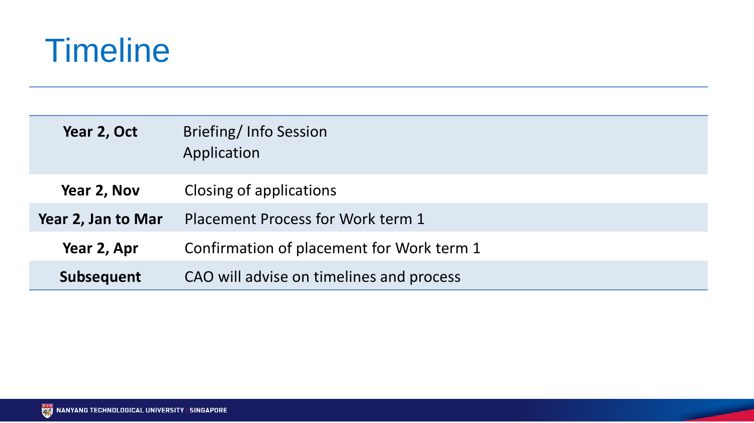# Timeline

| | |
|---|---|
| **Year 2, Oct** | Briefing/ Info Session<br>Application |
| **Year 2, Nov** | Closing of applications |
| **Year 2, Jan to Mar** | Placement Process for Work term 1 |
| **Year 2, Apr** | Confirmation of placement for Work term 1 |
| **Subsequent** | CAO will advise on timelines and process |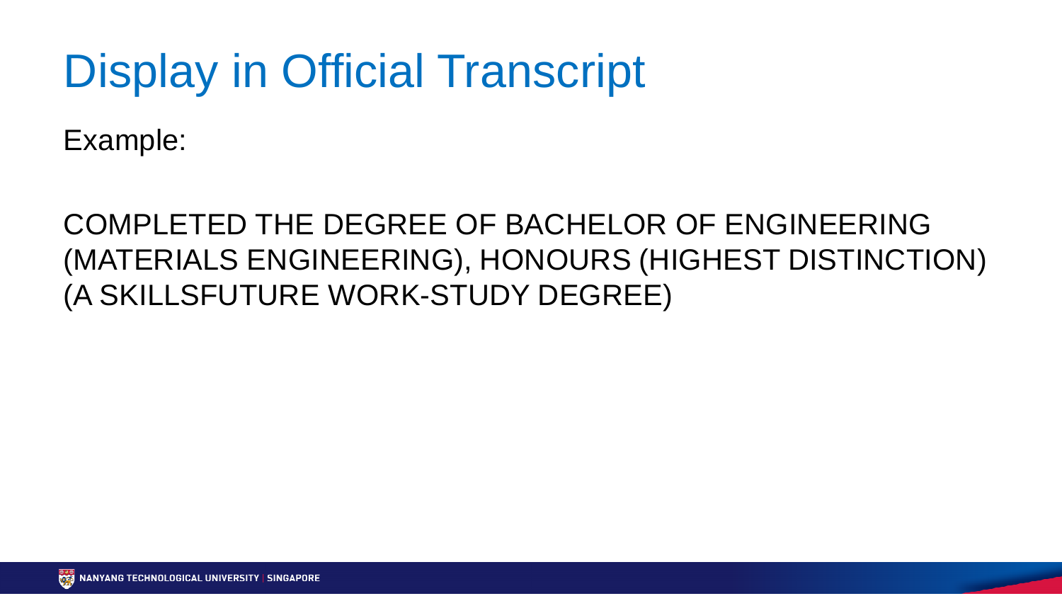# Display in Official Transcript

Example:

COMPLETED THE DEGREE OF BACHELOR OF ENGINEERING (MATERIALS ENGINEERING), HONOURS (HIGHEST DISTINCTION) (A SKILLSFUTURE WORK-STUDY DEGREE)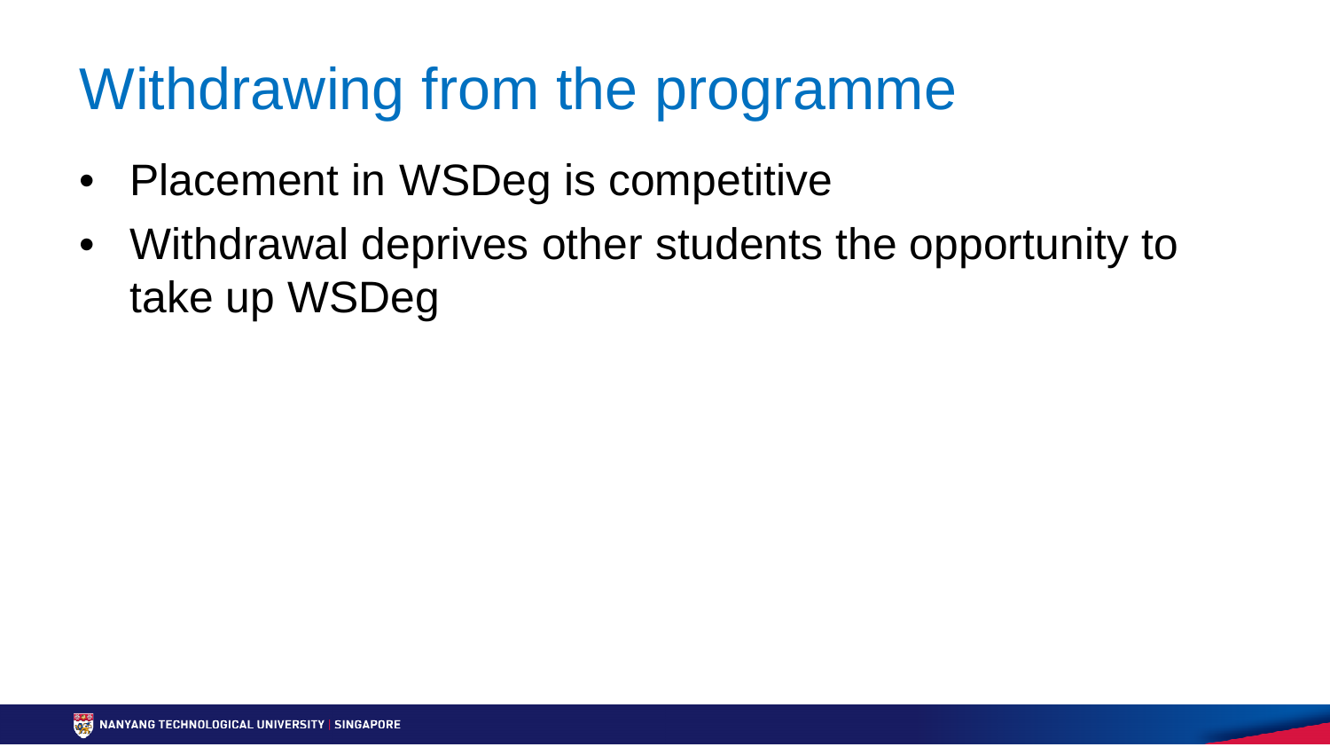# Withdrawing from the programme

- Placement in WSDeg is competitive
- Withdrawal deprives other students the opportunity to take up WSDeg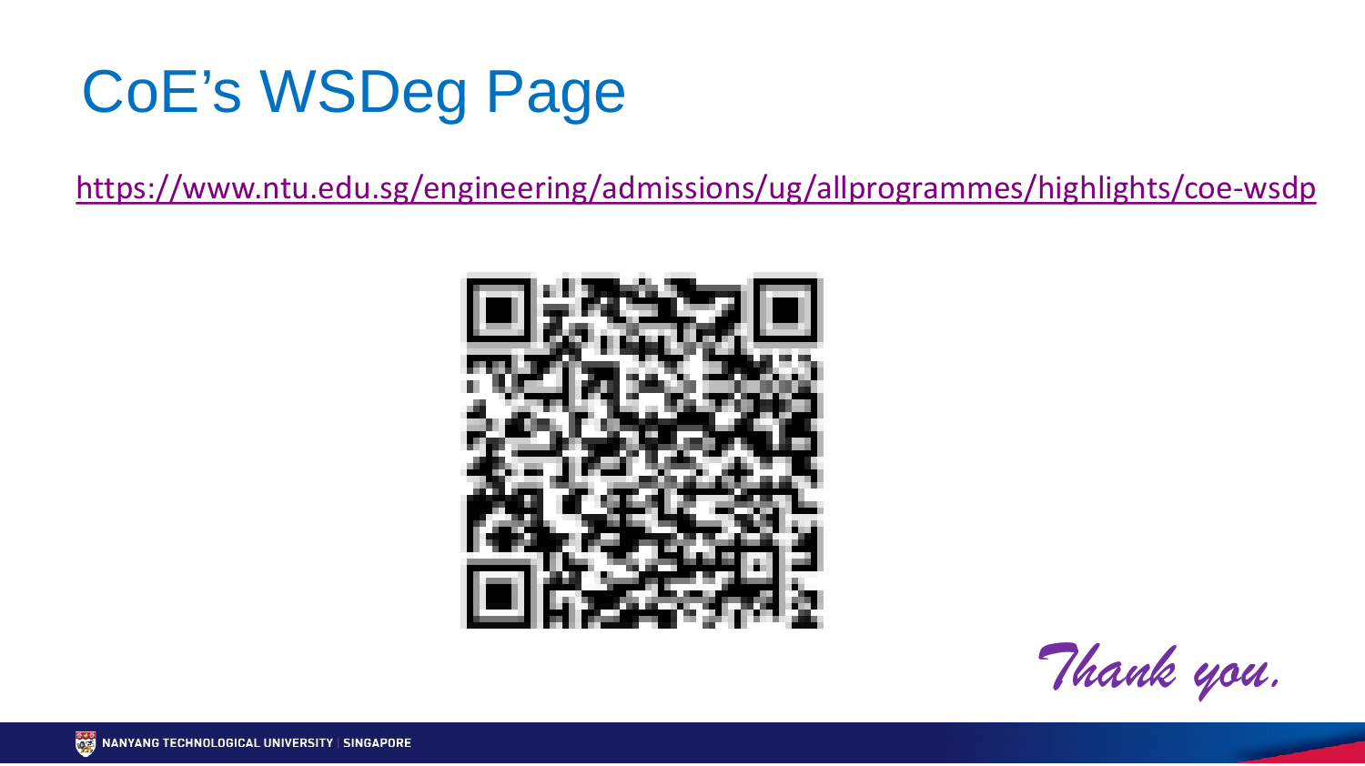# CoE's WSDeg Page

https://www.ntu.edu.sg/engineering/admissions/ug/allprogrammes/highlights/coe-wsdp

*Thank you.*